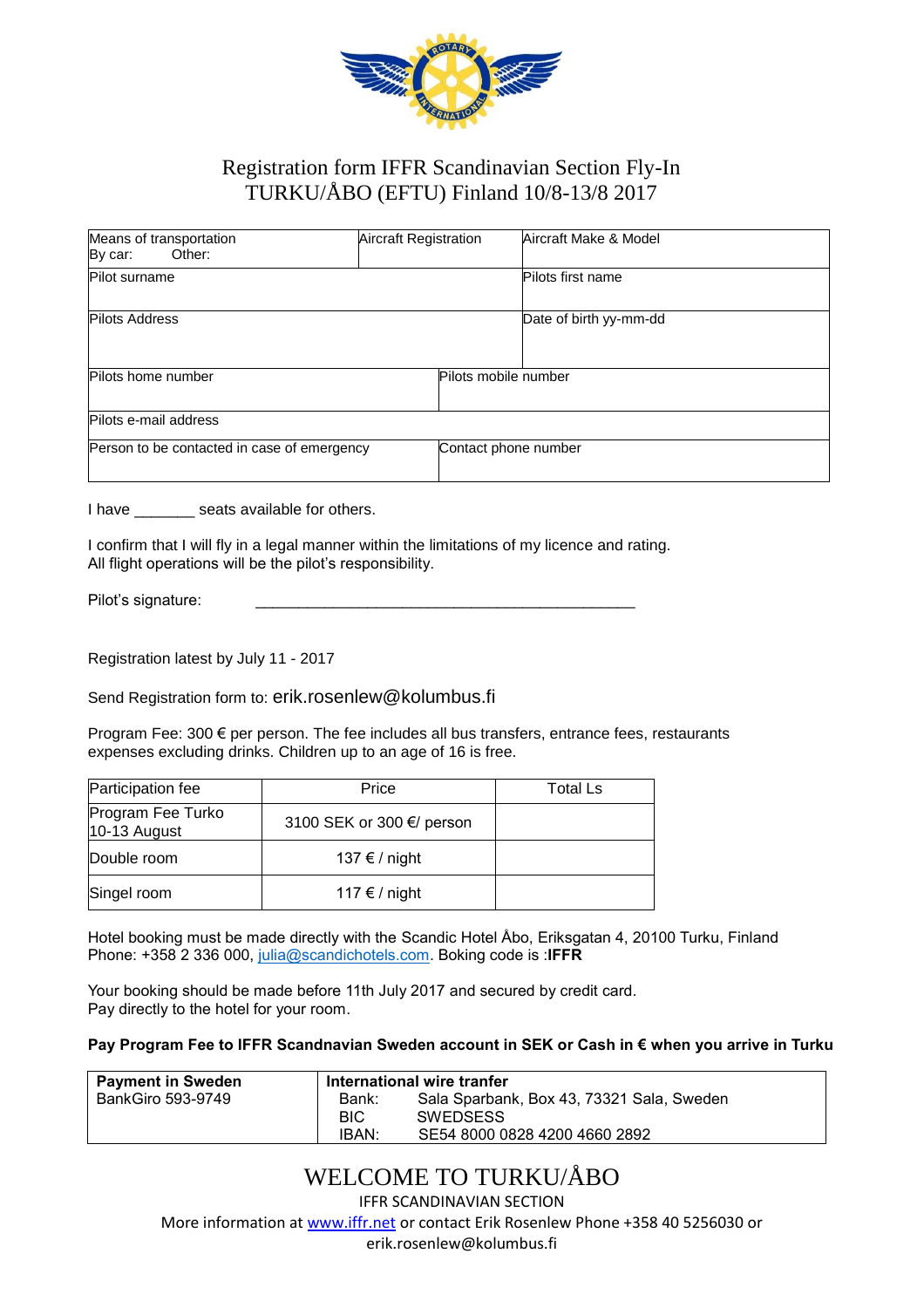# Registration form IFFR Scandinavian Section Fly-In
# TURKU/ÅBO (EFTU) Finland 10/8-13/8 2017

| Means of transportation<br>By car: Other: | Aircraft Registration | Aircraft Make & Model |
|---|---|---|
| Pilot surname | | Pilots first name |
| Pilots Address | | Date of birth yy-mm-dd |
| Pilots home number | Pilots mobile number | |
| Pilots e-mail address | | |
| Person to be contacted in case of emergency | Contact phone number | |

I have _______ seats available for others.

I confirm that I will fly in a legal manner within the limitations of my licence and rating.
All flight operations will be the pilot's responsibility.

Pilot's signature: ____________________________________________

Registration latest by July 11 - 2017

Send Registration form to: erik.rosenlew@kolumbus.fi

Program Fee: 300 € per person. The fee includes all bus transfers, entrance fees, restaurants expenses excluding drinks. Children up to an age of 16 is free.

| Participation fee | Price | Total Ls |
|---|---|---|
| Program Fee Turko 10-13 August | 3100 SEK or 300 €/ person | |
| Double room | 137 € / night | |
| Singel room | 117 € / night | |

Hotel booking must be made directly with the Scandic Hotel Åbo, Eriksgatan 4, 20100 Turku, Finland
Phone: +358 2 336 000, julia@scandichotels.com. Boking code is :**IFFR**

Your booking should be made before 11th July 2017 and secured by credit card.
Pay directly to the hotel for your room.

**Pay Program Fee to IFFR Scandnavian Sweden account in SEK or Cash in € when you arrive in Turku**

| **Payment in Sweden** | **International wire tranfer** |
|---|---|
| BankGiro 593-9749 | Bank: Sala Sparbank, Box 43, 73321 Sala, Sweden<br>BIC SWEDSESS<br>IBAN: SE54 8000 0828 4200 4660 2892 |

## WELCOME TO TURKU/ÅBO

IFFR SCANDINAVIAN SECTION

More information at www.iffr.net or contact Erik Rosenlew Phone +358 40 5256030 or erik.rosenlew@kolumbus.fi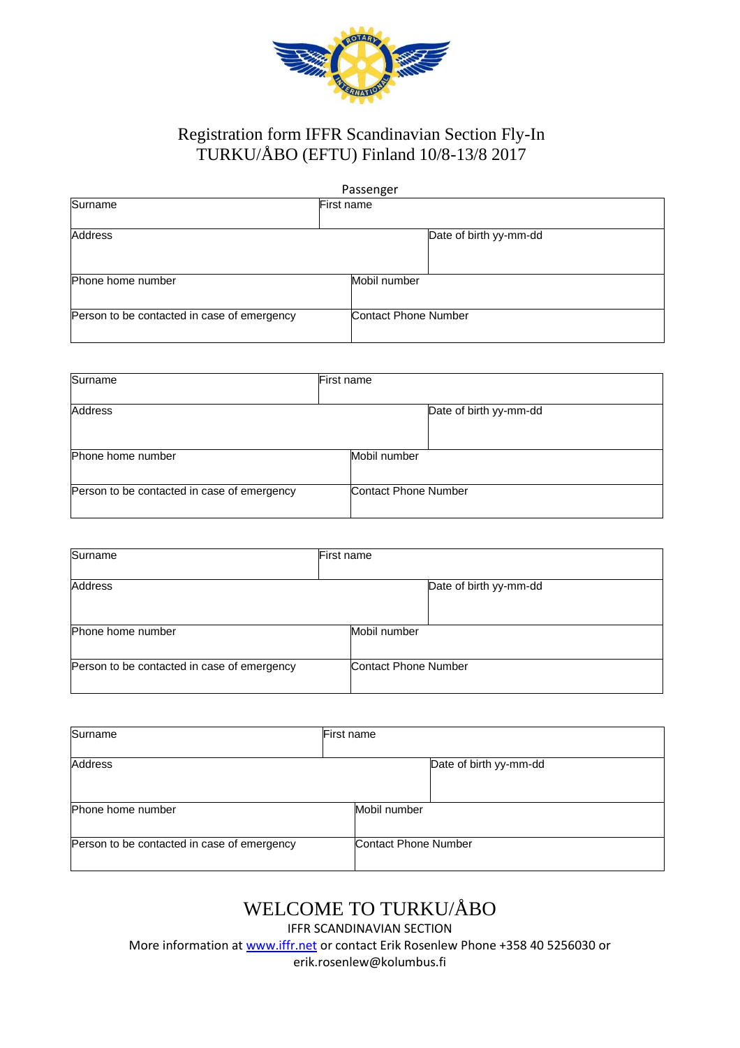# Registration form IFFR Scandinavian Section Fly-In TURKU/ÅBO (EFTU) Finland 10/8-13/8 2017

Passenger

| | | |
|---|---|---|
| Surname | First name | |
| Address | | Date of birth yy-mm-dd |
| Phone home number | Mobil number | |
| Person to be contacted in case of emergency | Contact Phone Number | |

| | | |
|---|---|---|
| Surname | First name | |
| Address | | Date of birth yy-mm-dd |
| Phone home number | Mobil number | |
| Person to be contacted in case of emergency | Contact Phone Number | |

| | | |
|---|---|---|
| Surname | First name | |
| Address | | Date of birth yy-mm-dd |
| Phone home number | Mobil number | |
| Person to be contacted in case of emergency | Contact Phone Number | |

| | | |
|---|---|---|
| Surname | First name | |
| Address | | Date of birth yy-mm-dd |
| Phone home number | Mobil number | |
| Person to be contacted in case of emergency | Contact Phone Number | |

## WELCOME TO TURKU/ÅBO

IFFR SCANDINAVIAN SECTION

More information at www.iffr.net or contact Erik Rosenlew Phone +358 40 5256030 or erik.rosenlew@kolumbus.fi